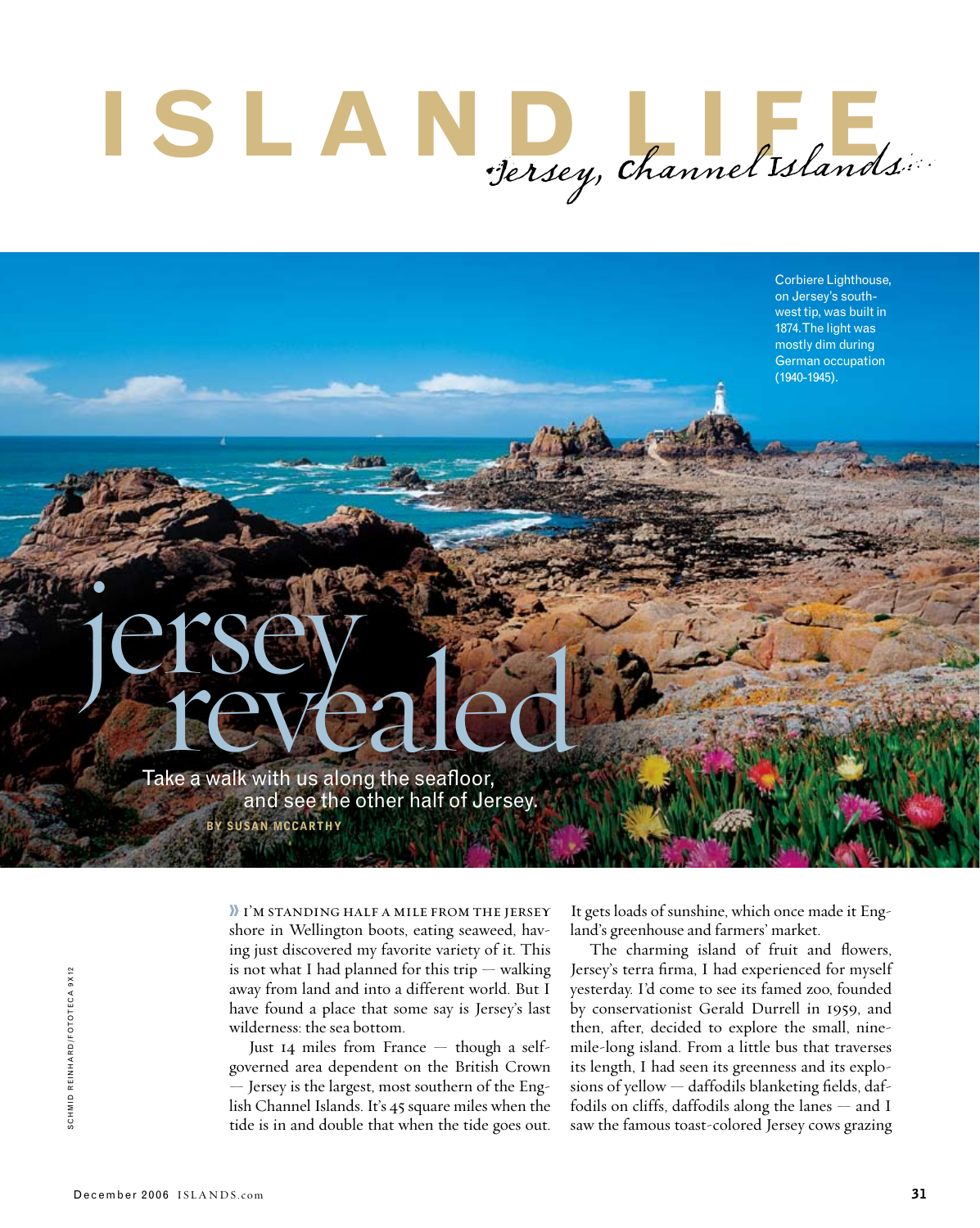# ISLAND LIFE

*Jersey, Channel Islands*

Corbiere Lighthouse, on Jersey's south-west tip, was built in 1874. The light was mostly dim during German occupation (1940-1945).

# jersey revealed

Take a walk with us along the seafloor, and see the other half of Jersey.

**BY SUSAN MCCARTHY**

SCHMID REINHARD/FOTOTECA 9X12

» I'M STANDING HALF A MILE FROM THE JERSEY shore in Wellington boots, eating seaweed, having just discovered my favorite variety of it. This is not what I had planned for this trip — walking away from land and into a different world. But I have found a place that some say is Jersey's last wilderness: the sea bottom.

Just 14 miles from France — though a self-governed area dependent on the British Crown — Jersey is the largest, most southern of the English Channel Islands. It's 45 square miles when the tide is in and double that when the tide goes out. It gets loads of sunshine, which once made it England's greenhouse and farmers' market.

The charming island of fruit and flowers, Jersey's terra firma, I had experienced for myself yesterday. I'd come to see its famed zoo, founded by conservationist Gerald Durrell in 1959, and then, after, decided to explore the small, nine-mile-long island. From a little bus that traverses its length, I had seen its greenness and its explosions of yellow — daffodils blanketing fields, daffodils on cliffs, daffodils along the lanes — and I saw the famous toast-colored Jersey cows grazing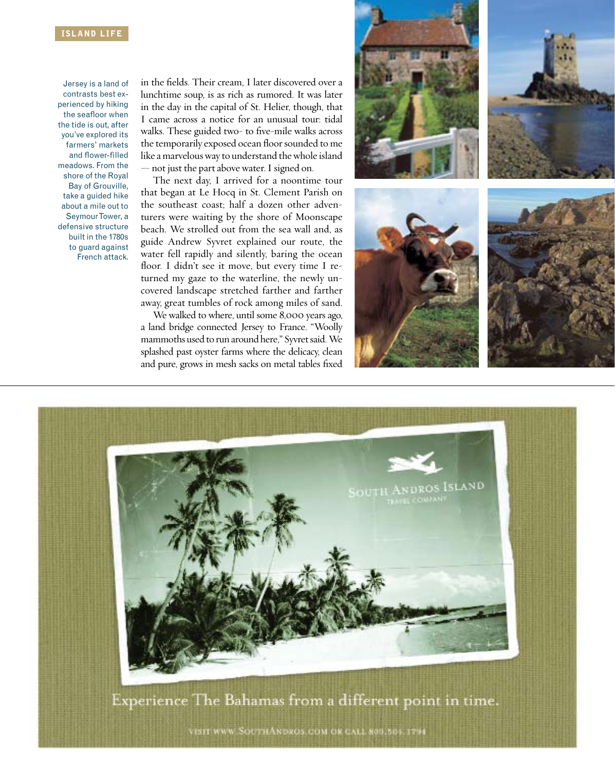Jersey is a land of contrasts best experienced by hiking the seafloor when the tide is out, after you've explored its farmers' markets and flower-filled meadows. From the shore of the Royal Bay of Grouville, take a guided hike about a mile out to Seymour Tower, a defensive structure built in the 1780s to guard against French attack.

in the fields. Their cream, I later discovered over a lunchtime soup, is as rich as rumored. It was later in the day in the capital of St. Helier, though, that I came across a notice for an unusual tour: tidal walks. These guided two- to five-mile walks across the temporarily exposed ocean floor sounded to me like a marvelous way to understand the whole island — not just the part above water. I signed on.

The next day, I arrived for a noontime tour that began at Le Hocq in St. Clement Parish on the southeast coast; half a dozen other adventurers were waiting by the shore of Moonscape beach. We strolled out from the sea wall and, as guide Andrew Syvret explained our route, the water fell rapidly and silently, baring the ocean floor. I didn't see it move, but every time I returned my gaze to the waterline, the newly uncovered landscape stretched farther and farther away, great tumbles of rock among miles of sand.

We walked to where, until some 8,000 years ago, a land bridge connected Jersey to France. "Woolly mammoths used to run around here," Syvret said. We splashed past oyster farms where the delicacy, clean and pure, grows in mesh sacks on metal tables fixed

South Andros Island Travel Company

Experience The Bahamas from a different point in time.

Visit www.SouthAndros.com or call 800.504.1794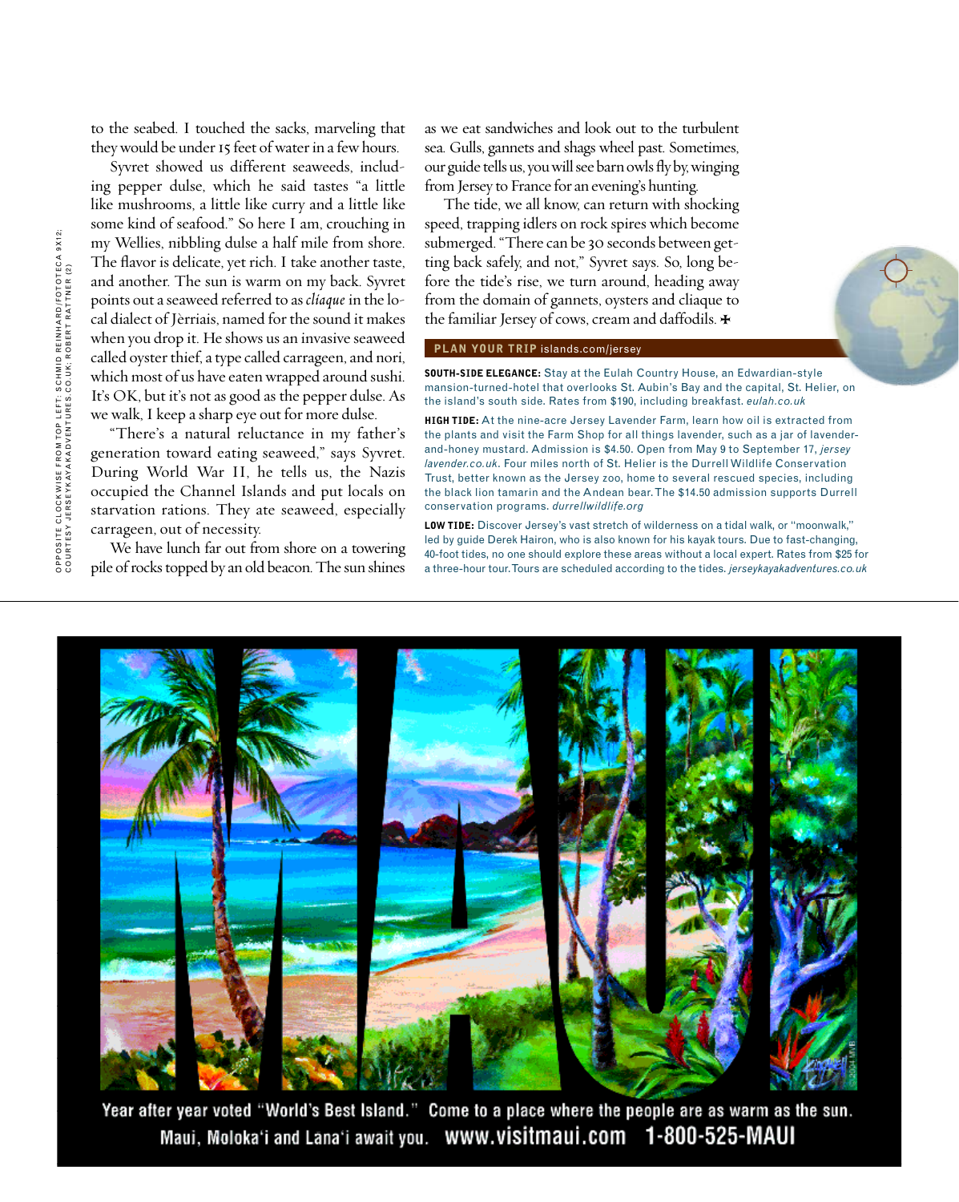to the seabed. I touched the sacks, marveling that they would be under 15 feet of water in a few hours.

Syvret showed us different seaweeds, including pepper dulse, which he said tastes "a little like mushrooms, a little like curry and a little like some kind of seafood." So here I am, crouching in my Wellies, nibbling dulse a half mile from shore. The flavor is delicate, yet rich. I take another taste, and another. The sun is warm on my back. Syvret points out a seaweed referred to as *cliaque* in the local dialect of Jèrriais, named for the sound it makes when you drop it. He shows us an invasive seaweed called oyster thief, a type called carrageen, and nori, which most of us have eaten wrapped around sushi. It's OK, but it's not as good as the pepper dulse. As we walk, I keep a sharp eye out for more dulse.

"There's a natural reluctance in my father's generation toward eating seaweed," says Syvret. During World War II, he tells us, the Nazis occupied the Channel Islands and put locals on starvation rations. They ate seaweed, especially carrageen, out of necessity.

We have lunch far out from shore on a towering pile of rocks topped by an old beacon. The sun shines as we eat sandwiches and look out to the turbulent sea. Gulls, gannets and shags wheel past. Sometimes, our guide tells us, you will see barn owls fly by, winging from Jersey to France for an evening's hunting.

The tide, we all know, can return with shocking speed, trapping idlers on rock spires which become submerged. "There can be 30 seconds between getting back safely, and not," Syvret says. So, long before the tide's rise, we turn around, heading away from the domain of gannets, oysters and cliaque to the familiar Jersey of cows, cream and daffodils. ✚

**PLAN YOUR TRIP** islands.com/jersey

**SOUTH-SIDE ELEGANCE:** Stay at the Eulah Country House, an Edwardian-style mansion-turned-hotel that overlooks St. Aubin's Bay and the capital, St. Helier, on the island's south side. Rates from $190, including breakfast. *eulah.co.uk*

**HIGH TIDE:** At the nine-acre Jersey Lavender Farm, learn how oil is extracted from the plants and visit the Farm Shop for all things lavender, such as a jar of lavender-and-honey mustard. Admission is $4.50. Open from May 9 to September 17, *jerseylavender.co.uk*. Four miles north of St. Helier is the Durrell Wildlife Conservation Trust, better known as the Jersey zoo, home to several rescued species, including the black lion tamarin and the Andean bear. The $14.50 admission supports Durrell conservation programs. *durrellwildlife.org*

**LOW TIDE:** Discover Jersey's vast stretch of wilderness on a tidal walk, or "moonwalk," led by guide Derek Hairon, who is also known for his kayak tours. Due to fast-changing, 40-foot tides, no one should explore these areas without a local expert. Rates from $25 for a three-hour tour. Tours are scheduled according to the tides. *jerseykayakadventures.co.uk*

OPPOSITE CLOCKWISE FROM TOP LEFT: SCHMID REINHARD/FOTOTECA 9X12; COURTESY JERSEYKAYAKADVENTURES.CO.UK; ROBERT RATTNER (2)

Year after year voted "World's Best Island." Come to a place where the people are as warm as the sun.
Maui, Moloka'i and Lāna'i await you. www.visitmaui.com 1-800-525-MAUI